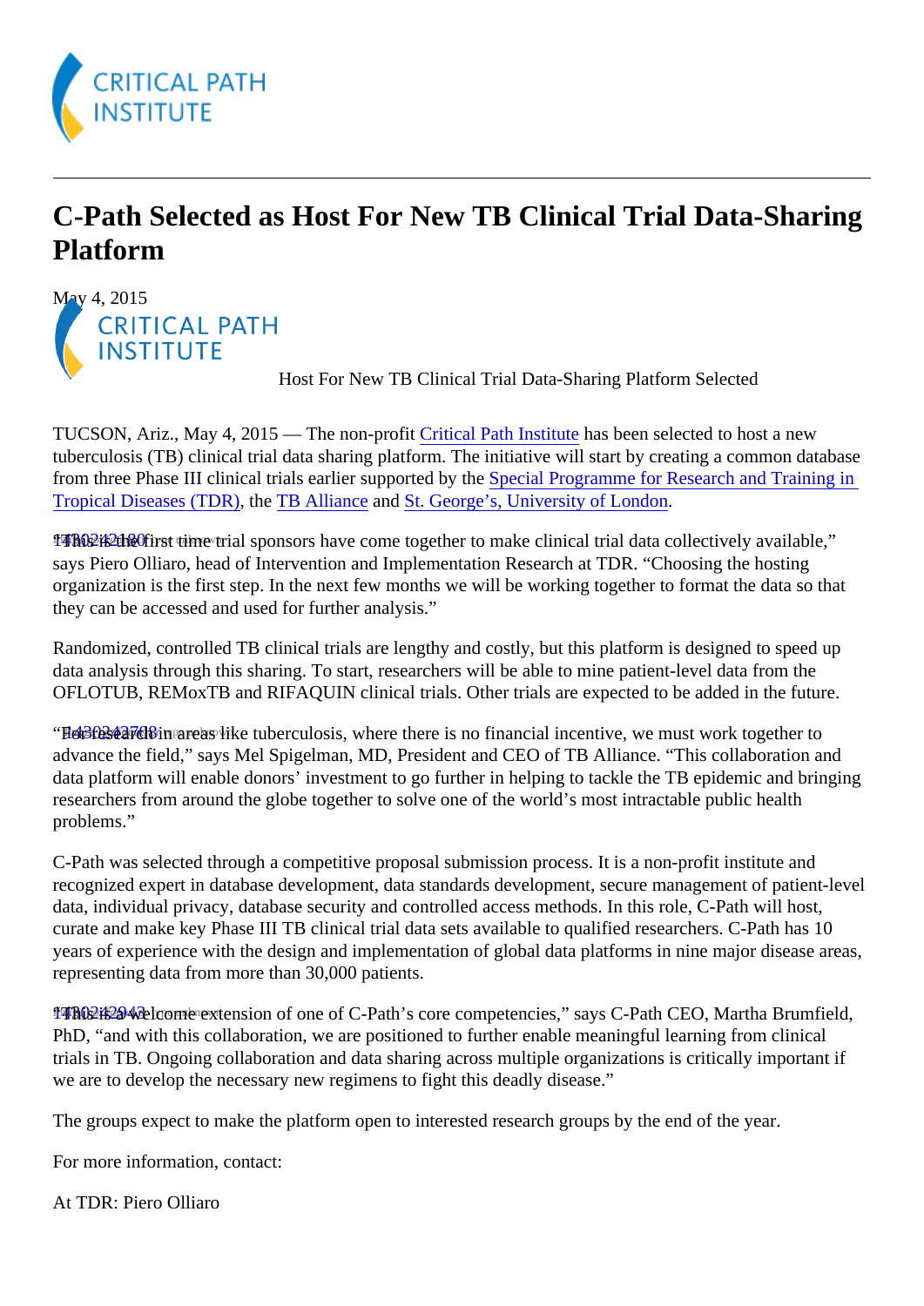# C-Path Selected as Host For New TB Clinical Trial Data-Sharing Platform

May 4, 2015

Host For New TB Clinical Trial Data-Sharing Platform Selected

TUCSON, Ariz., May 4, 2015 — The non-profit Critical Path Institute has been selected to host a new tuberculosis (TB) clinical trial data sharing platform. The initiative will start by creating a common database from three Phase III clinical trials earlier supported by the Special Programme for Research and Training in Tropical Diseases (TDR), the TB Alliance and St. George's, University of London.

"This is the first time trial sponsors have come together to make clinical trial data collectively available," says Piero Olliaro, head of Intervention and Implementation Research at TDR. "Choosing the hosting organization is the first step. In the next few months we will be working together to format the data so that they can be accessed and used for further analysis."

Randomized, controlled TB clinical trials are lengthy and costly, but this platform is designed to speed up data analysis through this sharing. To start, researchers will be able to mine patient-level data from the OFLOTUB, REMoxTB and RIFAQUIN clinical trials. Other trials are expected to be added in the future.

"For research in areas like tuberculosis, where there is no financial incentive, we must work together to advance the field," says Mel Spigelman, MD, President and CEO of TB Alliance. "This collaboration and data platform will enable donors' investment to go further in helping to tackle the TB epidemic and bringing researchers from around the globe together to solve one of the world's most intractable public health problems."

C-Path was selected through a competitive proposal submission process. It is a non-profit institute and recognized expert in database development, data standards development, secure management of patient-level data, individual privacy, database security and controlled access methods. In this role, C-Path will host, curate and make key Phase III TB clinical trial data sets available to qualified researchers. C-Path has 10 years of experience with the design and implementation of global data platforms in nine major disease areas, representing data from more than 30,000 patients.

"This is a welcome extension of one of C-Path's core competencies," says C-Path CEO, Martha Brumfield, PhD, "and with this collaboration, we are positioned to further enable meaningful learning from clinical trials in TB. Ongoing collaboration and data sharing across multiple organizations is critically important if we are to develop the necessary new regimens to fight this deadly disease."

The groups expect to make the platform open to interested research groups by the end of the year.

For more information, contact:

At TDR: Piero Olliaro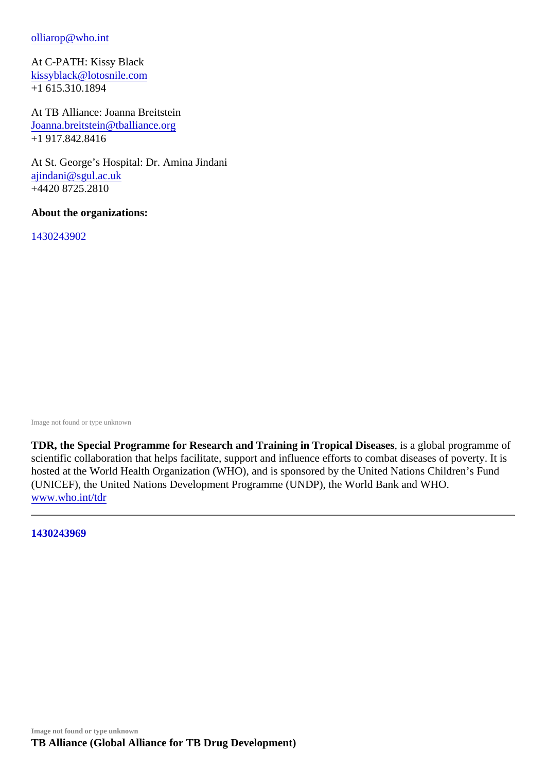olliarop@who.int

At C-PATH: Kissy Black
kissyblack@lotosnile.com
+1 615.310.1894

At TB Alliance: Joanna Breitstein
Joanna.breitstein@tballiance.org
+1 917.842.8416

At St. George's Hospital: Dr. Amina Jindani
ajindani@sgul.ac.uk
+4420 8725.2810

**About the organizations:**

1430243902

Image not found or type unknown

**TDR, the Special Programme for Research and Training in Tropical Diseases**, is a global programme of scientific collaboration that helps facilitate, support and influence efforts to combat diseases of poverty. It is hosted at the World Health Organization (WHO), and is sponsored by the United Nations Children's Fund (UNICEF), the United Nations Development Programme (UNDP), the World Bank and WHO.
www.who.int/tdr

---

**1430243969**

**Image not found or type unknown**

**TB Alliance (Global Alliance for TB Drug Development)**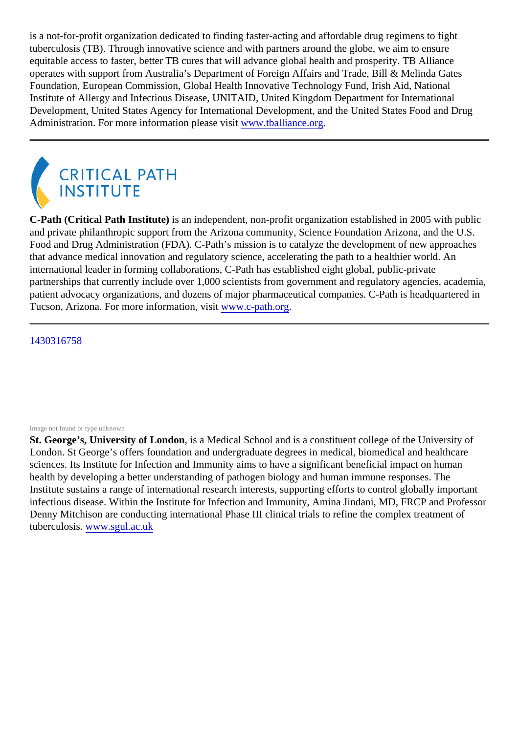is a not-for-profit organization dedicated to finding faster-acting and affordable drug regimens to fight tuberculosis (TB). Through innovative science and with partners around the globe, we aim to ensure equitable access to faster, better TB cures that will advance global health and prosperity. TB Alliance operates with support from Australia's Department of Foreign Affairs and Trade, Bill & Melinda Gates Foundation, European Commission, Global Health Innovative Technology Fund, Irish Aid, National Institute of Allergy and Infectious Disease, UNITAID, United Kingdom Department for International Development, United States Agency for International Development, and the United States Food and Drug Administration. For more information please visit www.tballiance.org.

---

CRITICAL PATH INSTITUTE

**C-Path (Critical Path Institute)** is an independent, non-profit organization established in 2005 with public and private philanthropic support from the Arizona community, Science Foundation Arizona, and the U.S. Food and Drug Administration (FDA). C-Path's mission is to catalyze the development of new approaches that advance medical innovation and regulatory science, accelerating the path to a healthier world. An international leader in forming collaborations, C-Path has established eight global, public-private partnerships that currently include over 1,000 scientists from government and regulatory agencies, academia, patient advocacy organizations, and dozens of major pharmaceutical companies. C-Path is headquartered in Tucson, Arizona. For more information, visit www.c-path.org.

---

1430316758

Image not found or type unknown

**St. George's, University of London**, is a Medical School and is a constituent college of the University of London. St George's offers foundation and undergraduate degrees in medical, biomedical and healthcare sciences. Its Institute for Infection and Immunity aims to have a significant beneficial impact on human health by developing a better understanding of pathogen biology and human immune responses. The Institute sustains a range of international research interests, supporting efforts to control globally important infectious disease. Within the Institute for Infection and Immunity, Amina Jindani, MD, FRCP and Professor Denny Mitchison are conducting international Phase III clinical trials to refine the complex treatment of tuberculosis. www.sgul.ac.uk